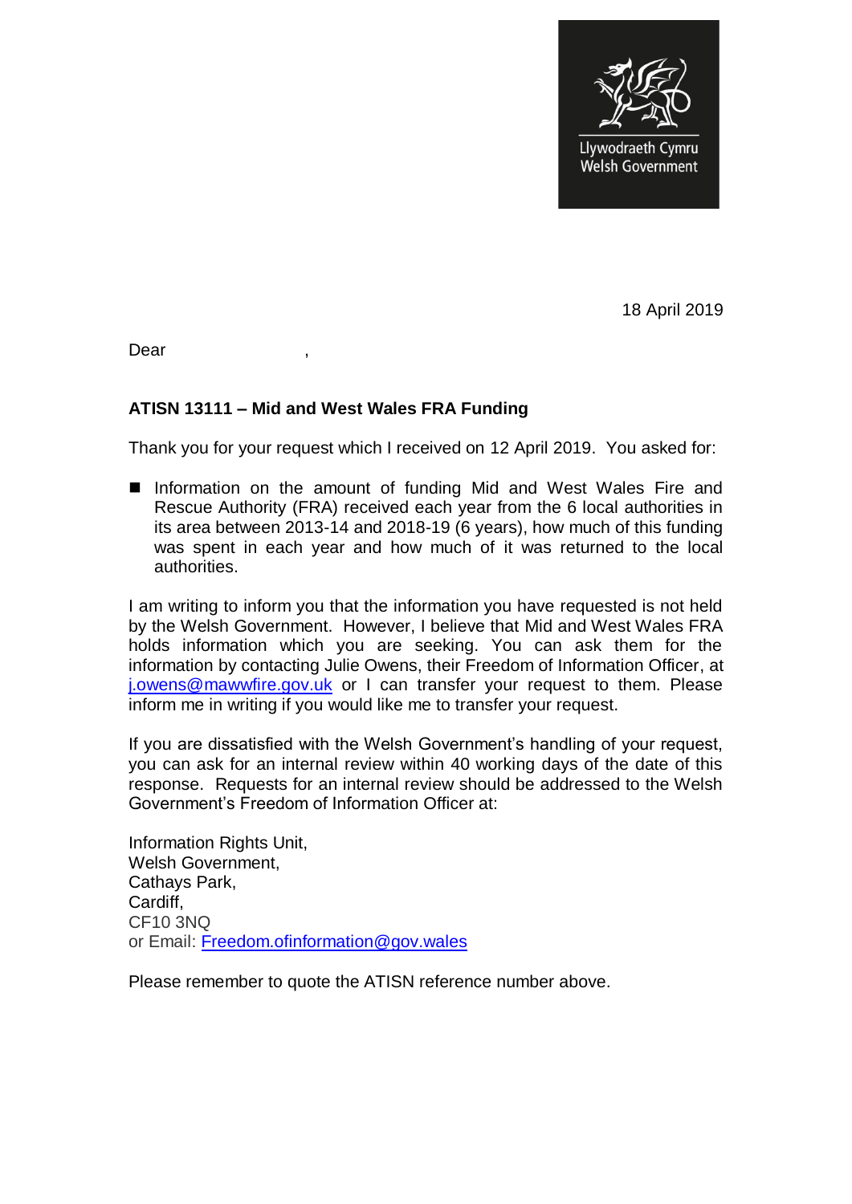Llywodraeth Cymru
Welsh Government

18 April 2019

Dear ,

**ATISN 13111 – Mid and West Wales FRA Funding**

Thank you for your request which I received on 12 April 2019. You asked for:

- Information on the amount of funding Mid and West Wales Fire and Rescue Authority (FRA) received each year from the 6 local authorities in its area between 2013-14 and 2018-19 (6 years), how much of this funding was spent in each year and how much of it was returned to the local authorities.

I am writing to inform you that the information you have requested is not held by the Welsh Government. However, I believe that Mid and West Wales FRA holds information which you are seeking. You can ask them for the information by contacting Julie Owens, their Freedom of Information Officer, at [j.owens@mawwfire.gov.uk](mailto:j.owens@mawwfire.gov.uk) or I can transfer your request to them. Please inform me in writing if you would like me to transfer your request.

If you are dissatisfied with the Welsh Government's handling of your request, you can ask for an internal review within 40 working days of the date of this response. Requests for an internal review should be addressed to the Welsh Government's Freedom of Information Officer at:

Information Rights Unit,
Welsh Government,
Cathays Park,
Cardiff,
CF10 3NQ
or Email: [Freedom.ofinformation@gov.wales](mailto:Freedom.ofinformation@gov.wales)

Please remember to quote the ATISN reference number above.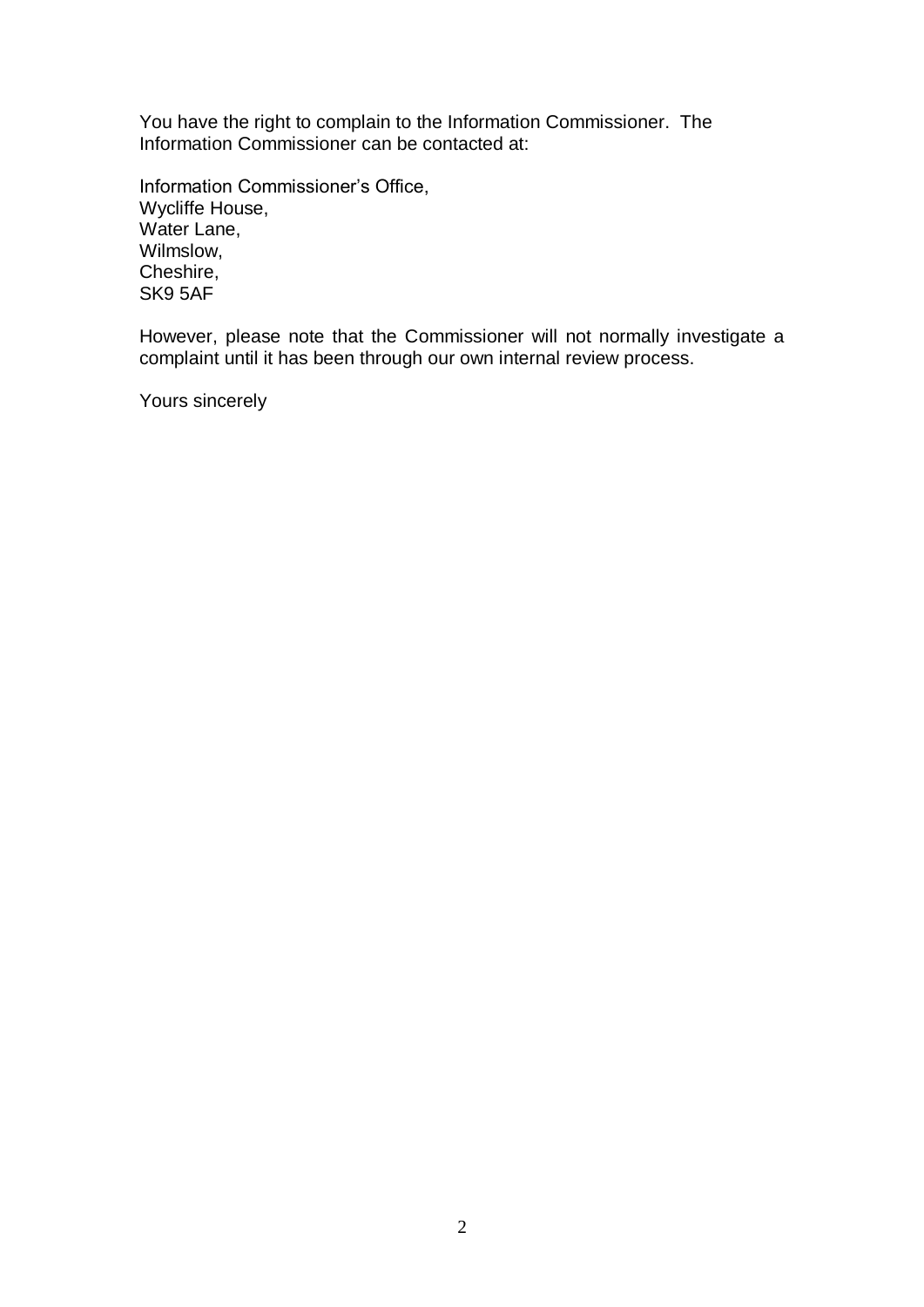You have the right to complain to the Information Commissioner. The Information Commissioner can be contacted at:

Information Commissioner's Office,
Wycliffe House,
Water Lane,
Wilmslow,
Cheshire,
SK9 5AF

However, please note that the Commissioner will not normally investigate a complaint until it has been through our own internal review process.

Yours sincerely